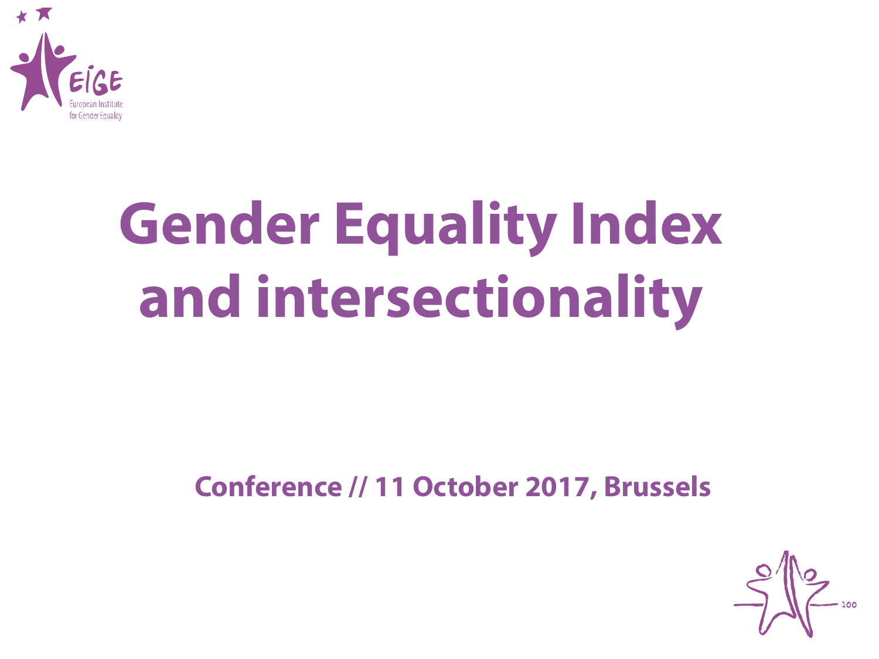# Gender Equality Index and intersectionality

**Conference // 11 October 2017, Brussels**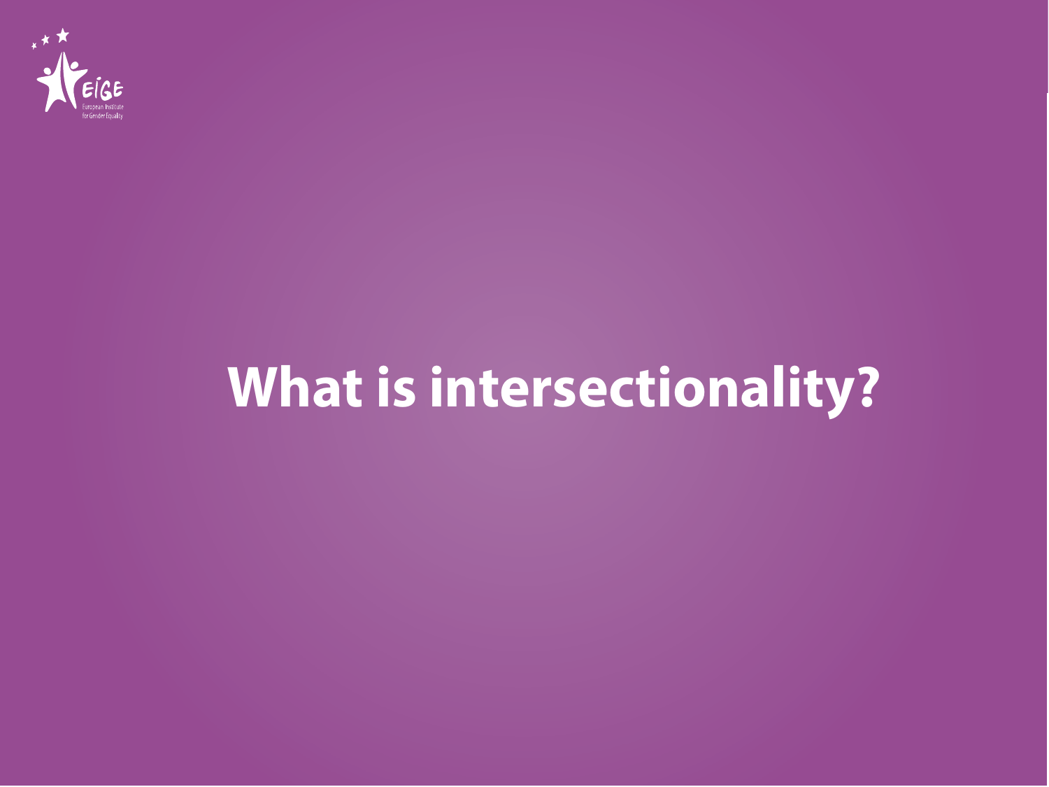# What is intersectionality?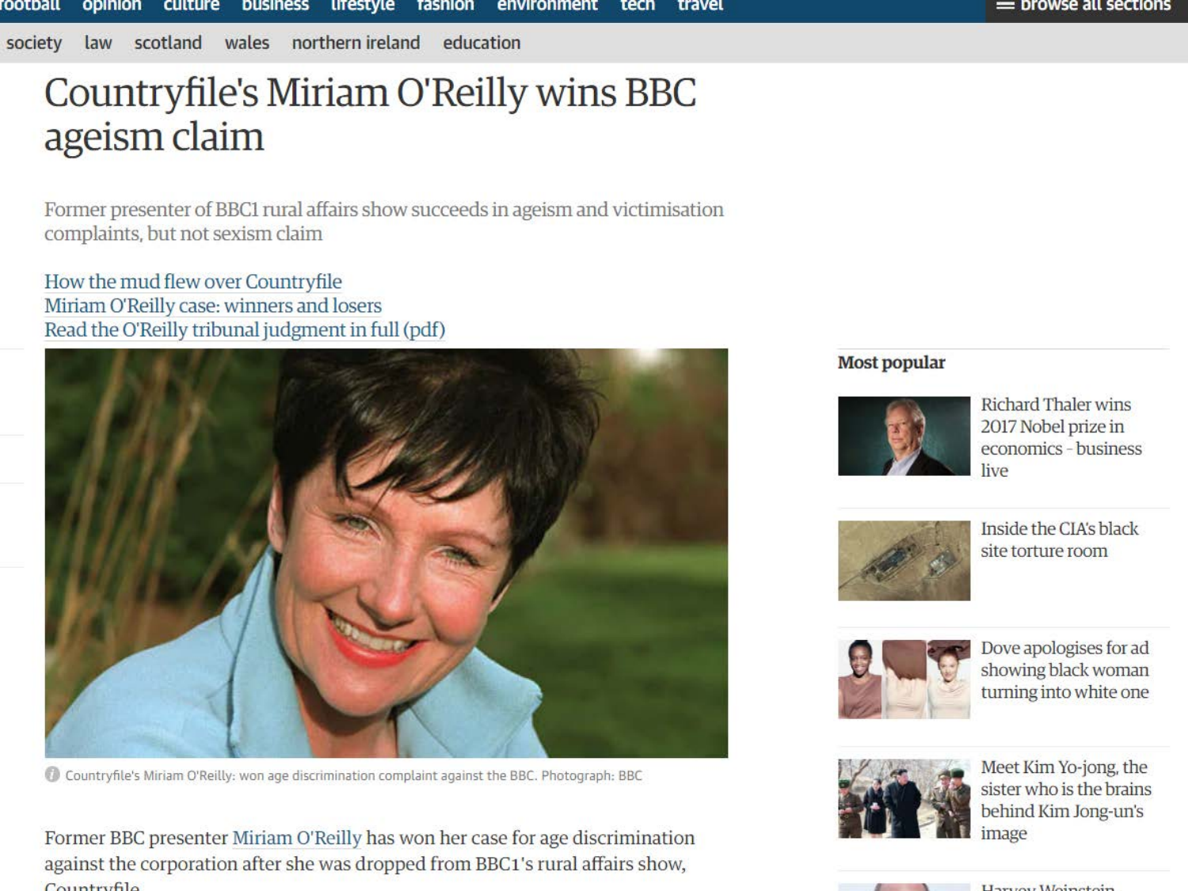# Countryfile's Miriam O'Reilly wins BBC ageism claim

Former presenter of BBC1 rural affairs show succeeds in ageism and victimisation complaints, but not sexism claim

How the mud flew over Countryfile
Miriam O'Reilly case: winners and losers
Read the O'Reilly tribunal judgment in full (pdf)

Countryfile's Miriam O'Reilly: won age discrimination complaint against the BBC. Photograph: BBC

Former BBC presenter Miriam O'Reilly has won her case for age discrimination against the corporation after she was dropped from BBC1's rural affairs show, Countryfile.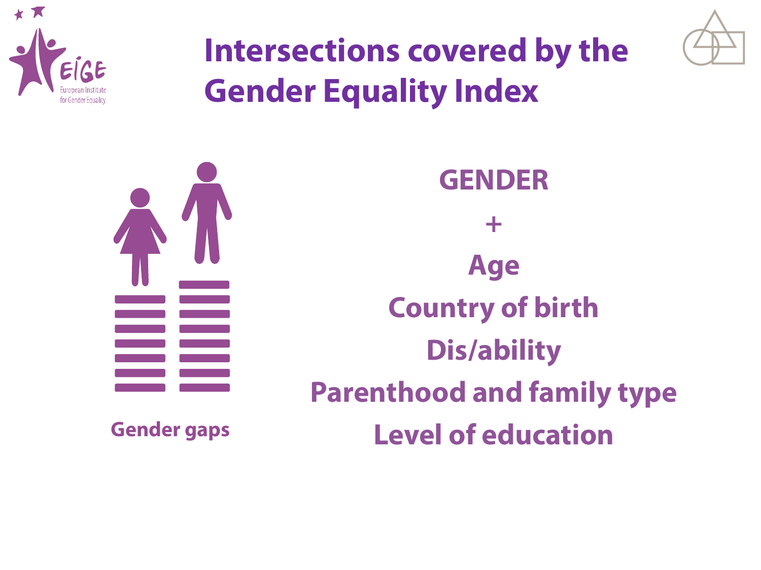# Intersections covered by the Gender Equality Index

Gender gaps

**GENDER**

**+**

**Age**

**Country of birth**

**Dis/ability**

**Parenthood and family type**

**Level of education**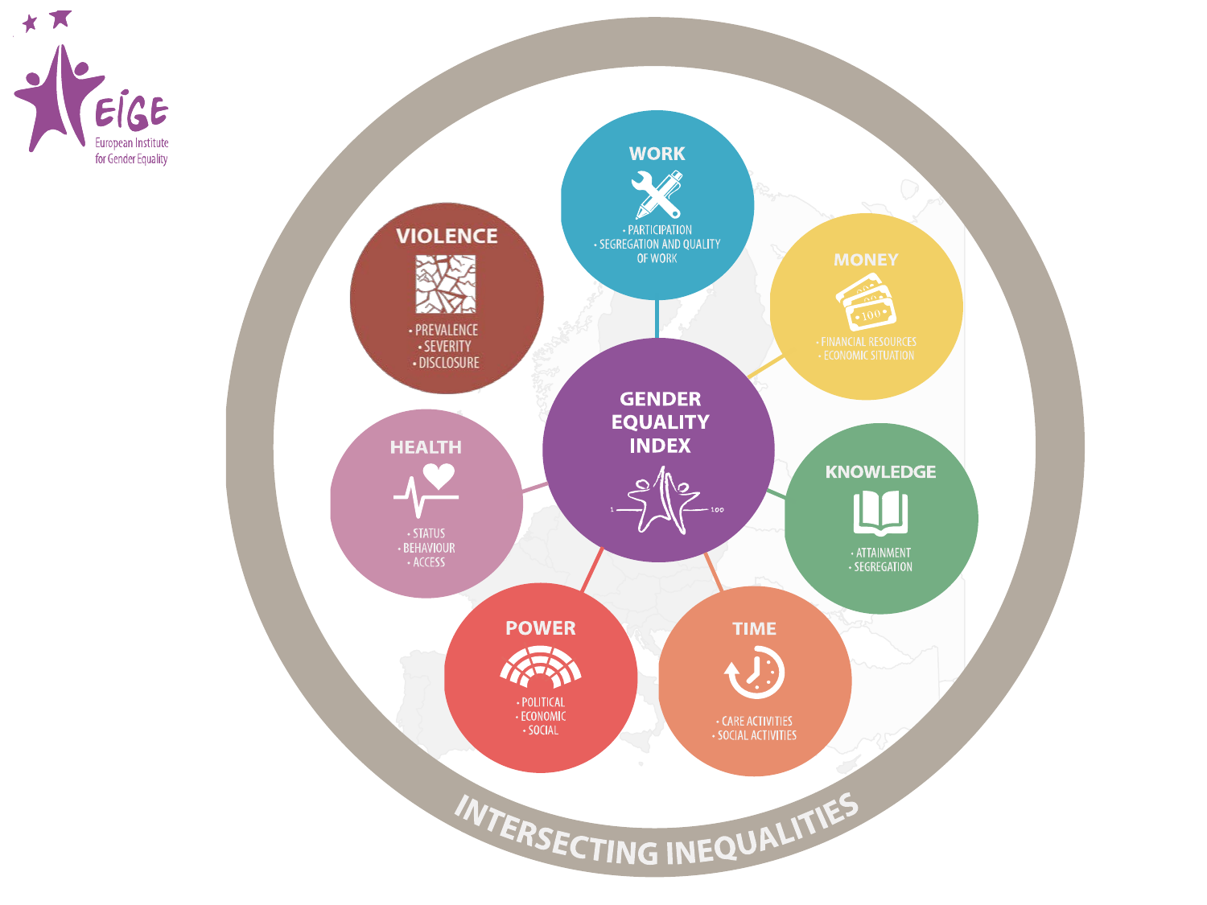European Institute for Gender Equality

# GENDER EQUALITY INDEX

## WORK
- PARTICIPATION
- SEGREGATION AND QUALITY OF WORK

## MONEY
- FINANCIAL RESOURCES
- ECONOMIC SITUATION

## KNOWLEDGE
- ATTAINMENT
- SEGREGATION

## TIME
- CARE ACTIVITIES
- SOCIAL ACTIVITIES

## POWER
- POLITICAL
- ECONOMIC
- SOCIAL

## HEALTH
- STATUS
- BEHAVIOUR
- ACCESS

## VIOLENCE
- PREVALENCE
- SEVERITY
- DISCLOSURE

INTERSECTING INEQUALITIES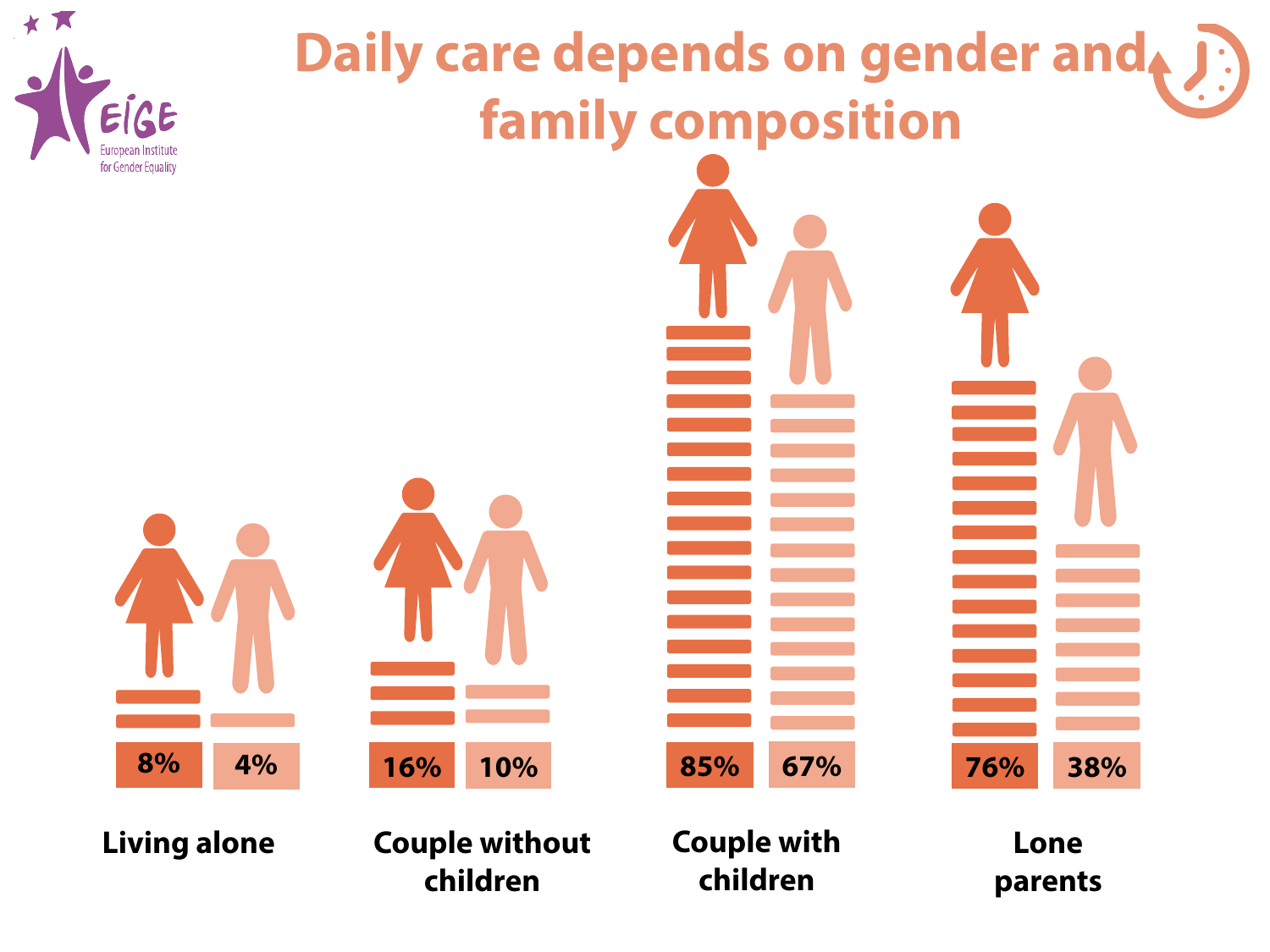# Daily care depends on gender and family composition

| | Women | Men |
|---|---|---|
| Living alone | 8% | 4% |
| Couple without children | 16% | 10% |
| Couple with children | 85% | 67% |
| Lone parents | 76% | 38% |

EIGE European Institute for Gender Equality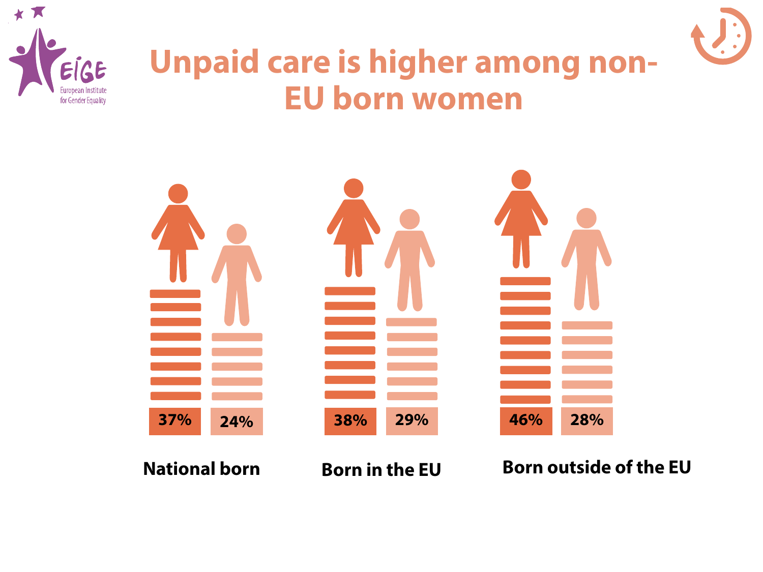# Unpaid care is higher among non-EU born women

| | Women | Men |
|---|---|---|
| National born | 37% | 24% |
| Born in the EU | 38% | 29% |
| Born outside of the EU | 46% | 28% |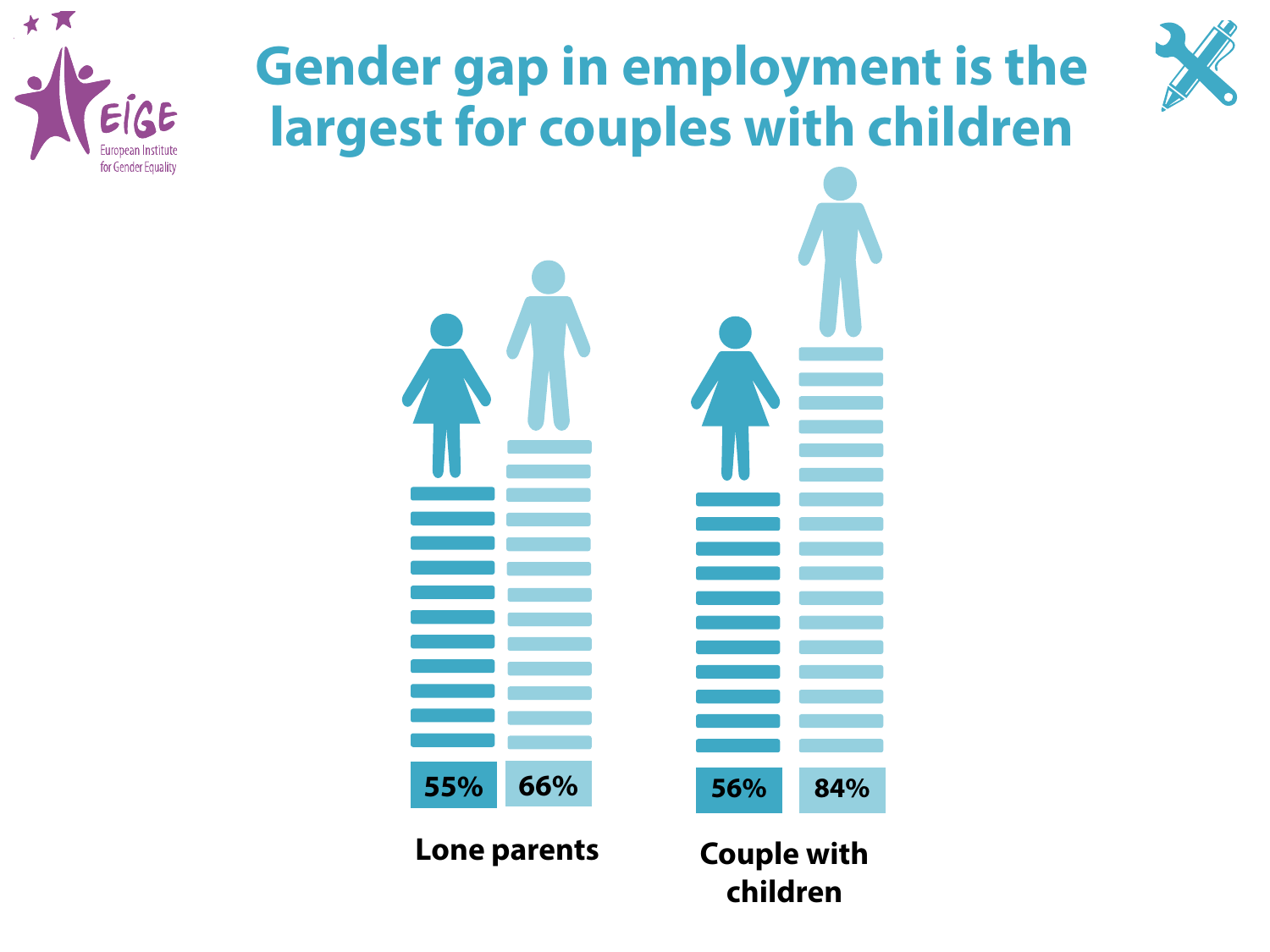# Gender gap in employment is the largest for couples with children

| | Women | Men |
|---|---|---|
| Lone parents | 55% | 66% |
| Couple with children | 56% | 84% |

European Institute for Gender Equality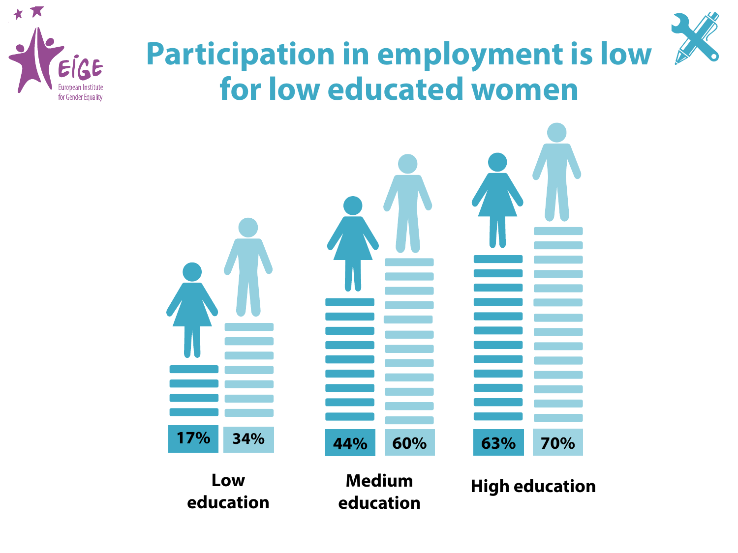# Participation in employment is low for low educated women

| | Women | Men |
|---|---|---|
| Low education | 17% | 34% |
| Medium education | 44% | 60% |
| High education | 63% | 70% |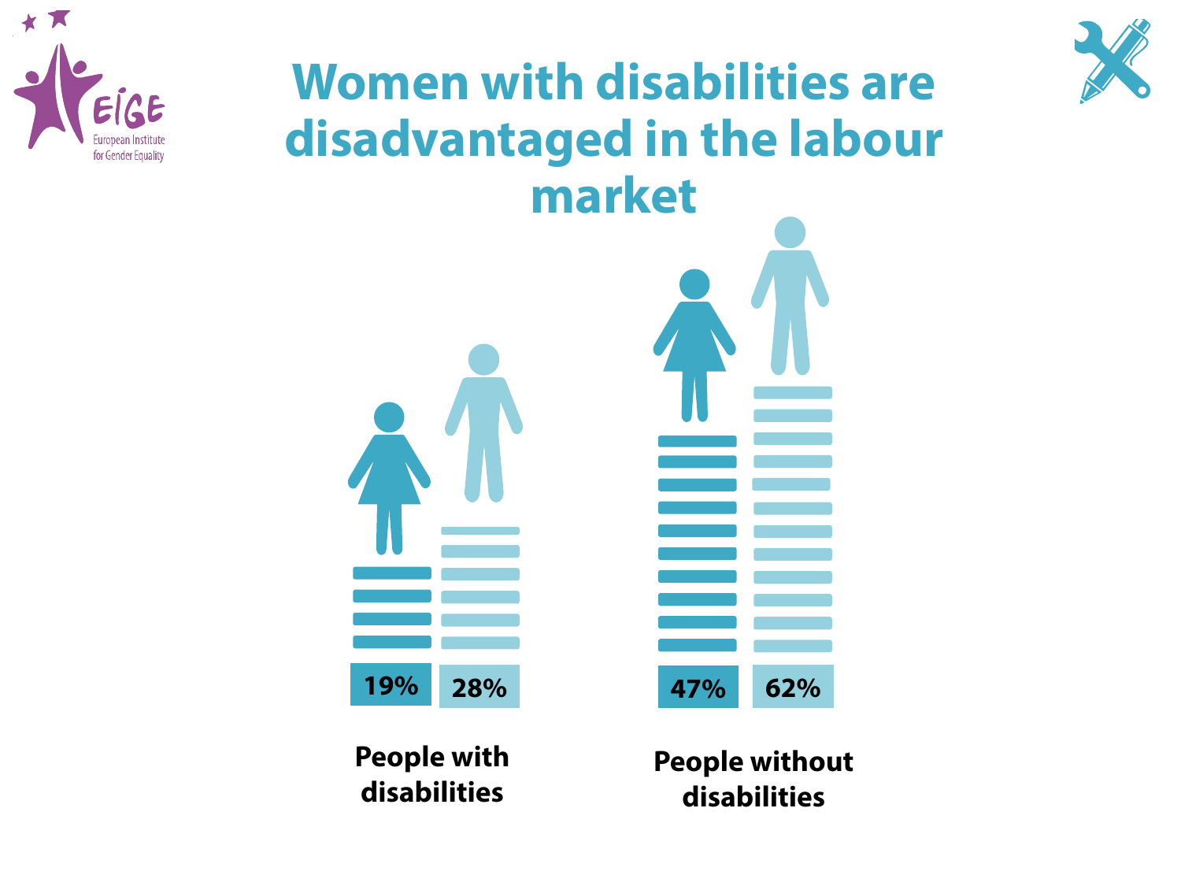# Women with disabilities are disadvantaged in the labour market

| | People with disabilities | People without disabilities |
|---|---|---|
| Women | 19% | 47% |
| Men | 28% | 62% |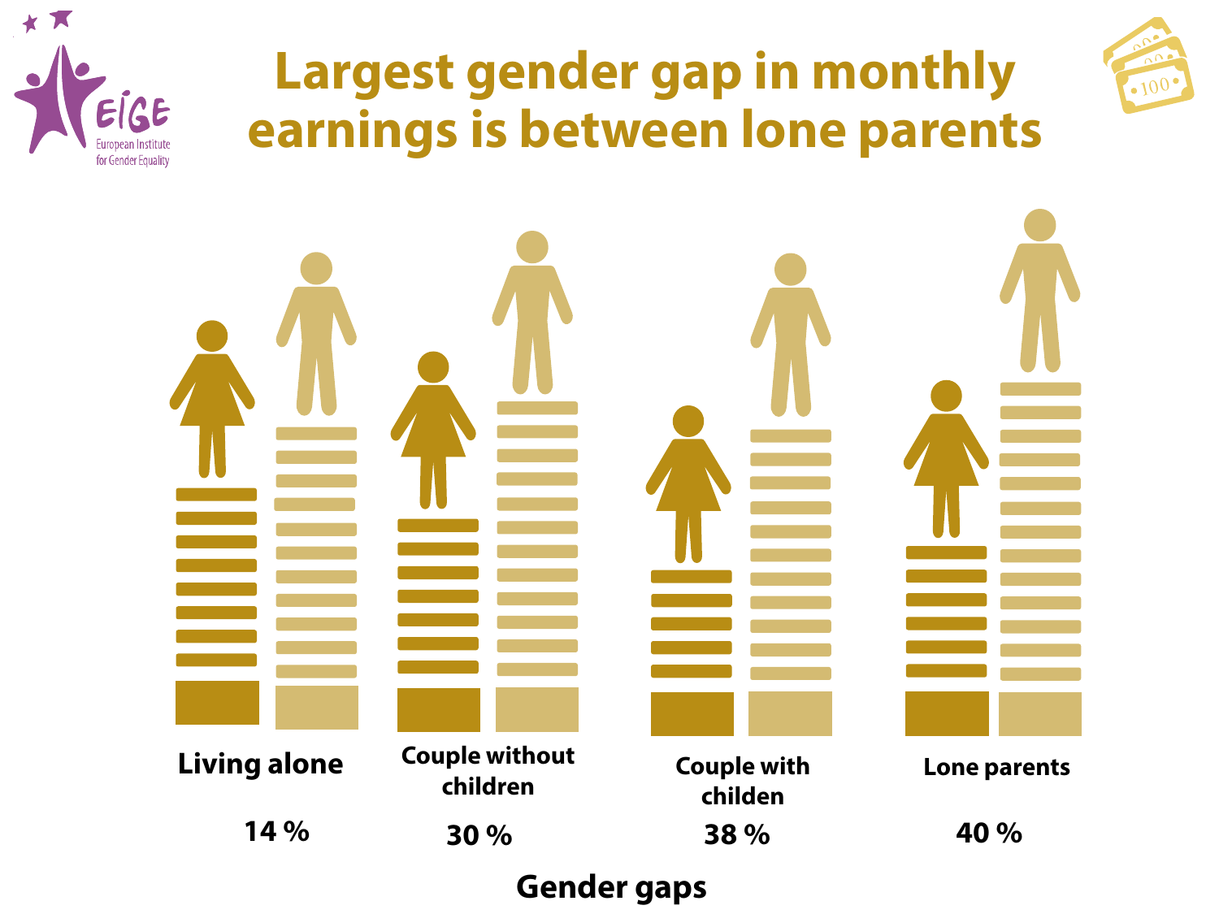# Largest gender gap in monthly earnings is between lone parents

EIGE
European Institute for Gender Equality

| Living alone | Couple without children | Couple with childen | Lone parents |
| --- | --- | --- | --- |
| 14 % | 30 % | 38 % | 40 % |

**Gender gaps**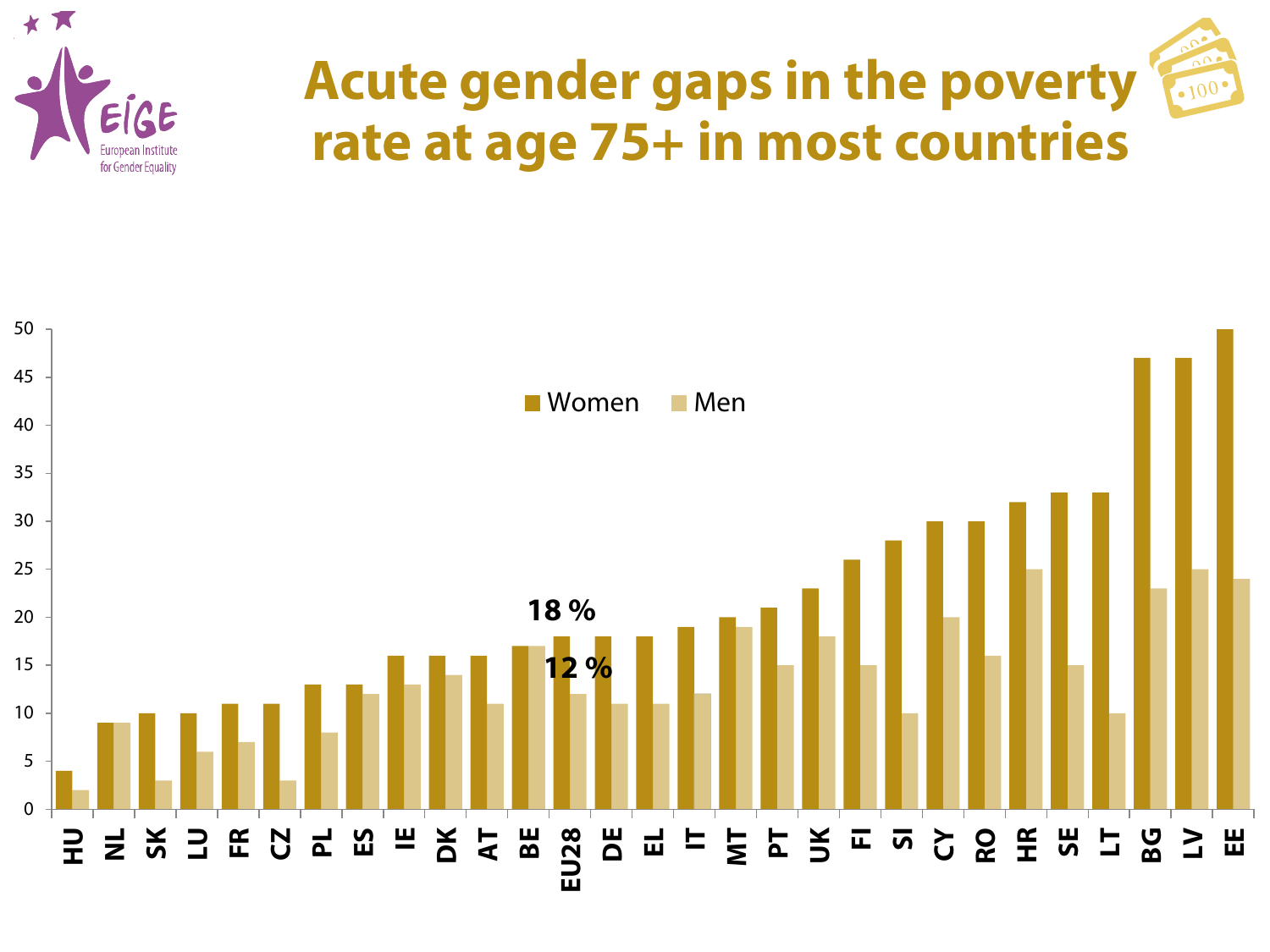# Acute gender gaps in the poverty rate at age 75+ in most countries

| Country | Women | Men |
| --- | --- | --- |
| HU | 4 | 2 |
| NL | 9 | 9 |
| SK | 10 | 3 |
| LU | 10 | 6 |
| FR | 11 | 7 |
| CZ | 11 | 3 |
| PL | 13 | 8 |
| ES | 13 | 12 |
| IE | 16 | 13 |
| DK | 16 | 14 |
| AT | 16 | 11 |
| BE | 17 | 17 |
| EU28 | 18 % | 12 % |
| DE | 18 | 11 |
| EL | 18 | 11 |
| IT | 19 | 12 |
| MT | 20 | 19 |
| PT | 21 | 15 |
| UK | 23 | 18 |
| FI | 26 | 15 |
| SI | 28 | 10 |
| CY | 30 | 20 |
| RO | 30 | 16 |
| HR | 32 | 25 |
| SE | 33 | 15 |
| LT | 33 | 10 |
| BG | 47 | 23 |
| LV | 47 | 25 |
| EE | 50 | 24 |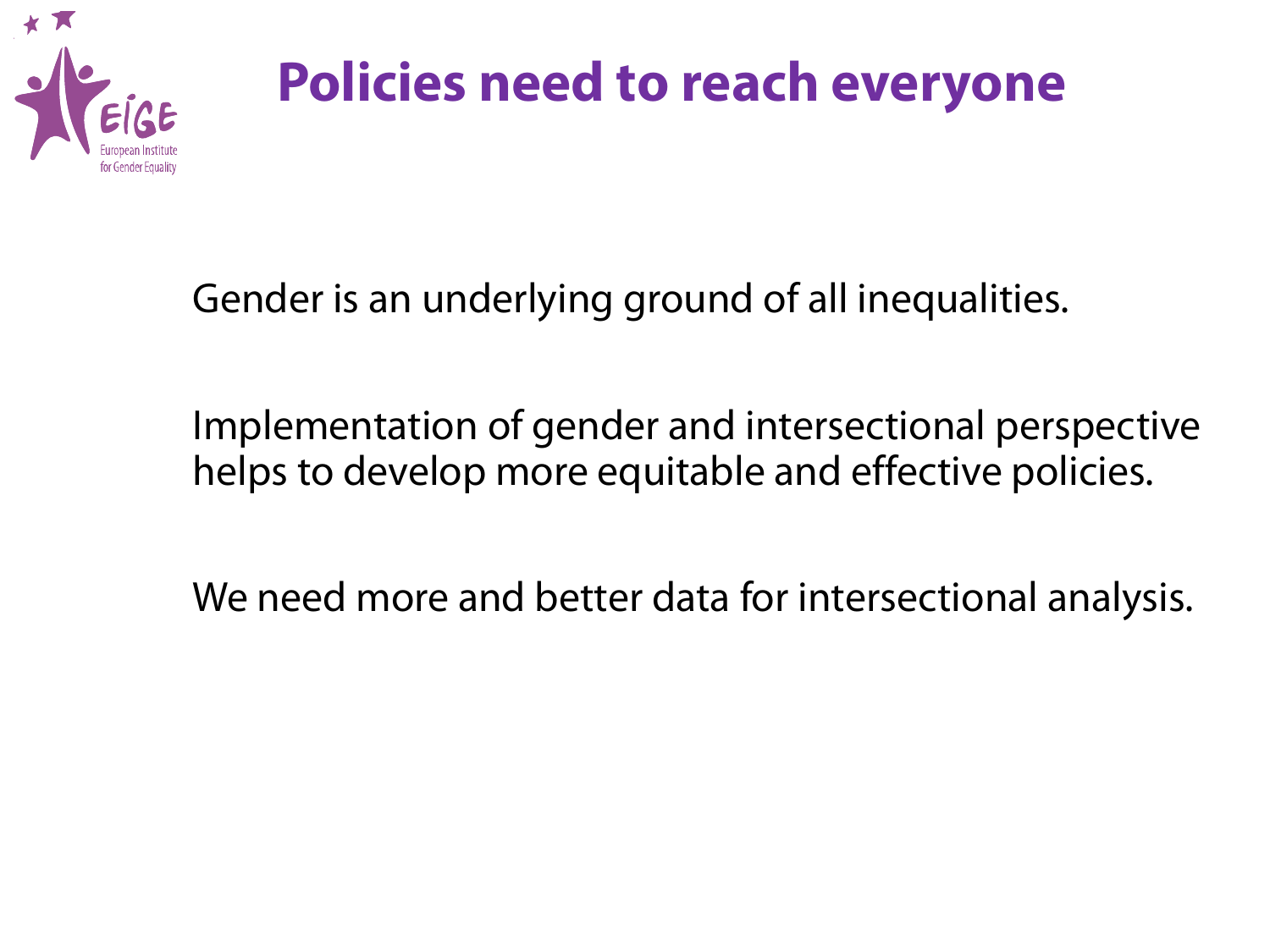# Policies need to reach everyone

Gender is an underlying ground of all inequalities.

Implementation of gender and intersectional perspective helps to develop more equitable and effective policies.

We need more and better data for intersectional analysis.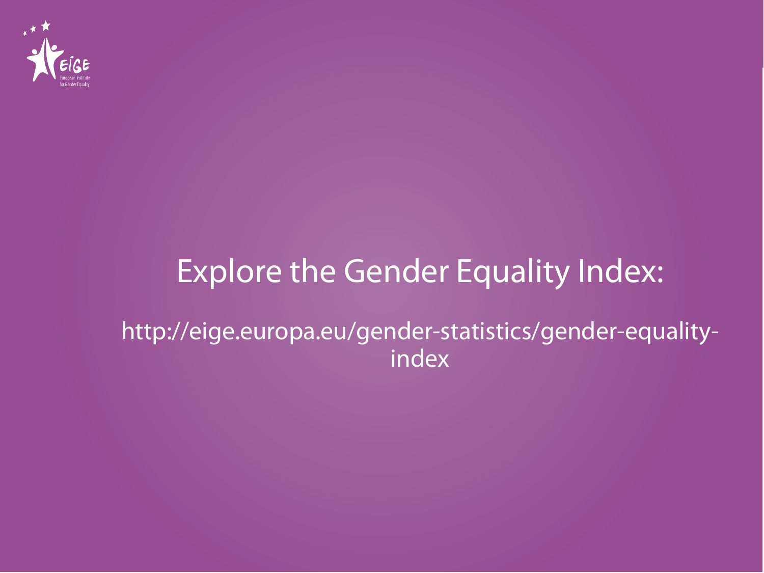Explore the Gender Equality Index:

http://eige.europa.eu/gender-statistics/gender-equality-index